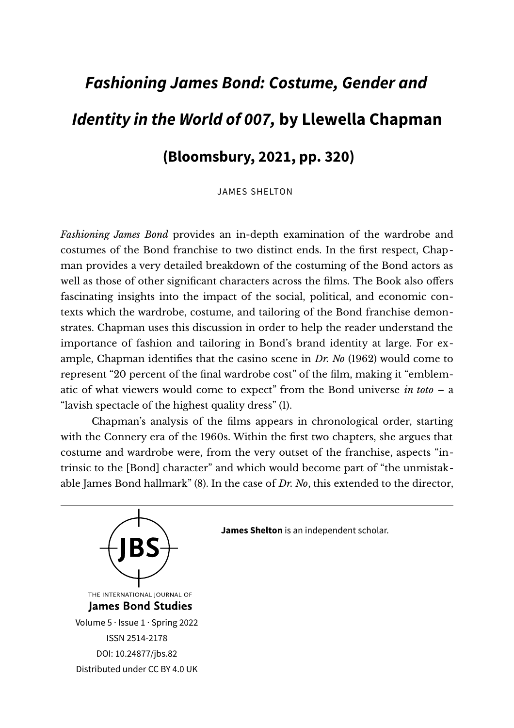# *Fashioning James Bond: Costume, Gender and Identity in the World of 007,* by Llewella Chapman

## (Bloomsbury, 2021, pp. 320)

JAMES SHELTON

*Fashioning James Bond* provides an in-depth examination of the wardrobe and costumes of the Bond franchise to two distinct ends. In the first respect, Chapman provides a very detailed breakdown of the costuming of the Bond actors as well as those of other significant characters across the films. The Book also offers fascinating insights into the impact of the social, political, and economic contexts which the wardrobe, costume, and tailoring of the Bond franchise demonstrates. Chapman uses this discussion in order to help the reader understand the importance of fashion and tailoring in Bond's brand identity at large. For example, Chapman identifies that the casino scene in *Dr. No* (1962) would come to represent "20 percent of the final wardrobe cost" of the film, making it "emblematic of what viewers would come to expect" from the Bond universe *in toto* – a "lavish spectacle of the highest quality dress" (1).

Chapman's analysis of the films appears in chronological order, starting with the Connery era of the 1960s. Within the first two chapters, she argues that costume and wardrobe were, from the very outset of the franchise, aspects "intrinsic to the [Bond] character" and which would become part of "the unmistakable James Bond hallmark" (8). In the case of *Dr. No*, this extended to the director,

**James Shelton** is an independent scholar.

THE INTERNATIONAL JOURNAL OF James Bond Studies
Volume 5 · Issue 1 · Spring 2022
ISSN 2514-2178
DOI: 10.24877/jbs.82
Distributed under CC BY 4.0 UK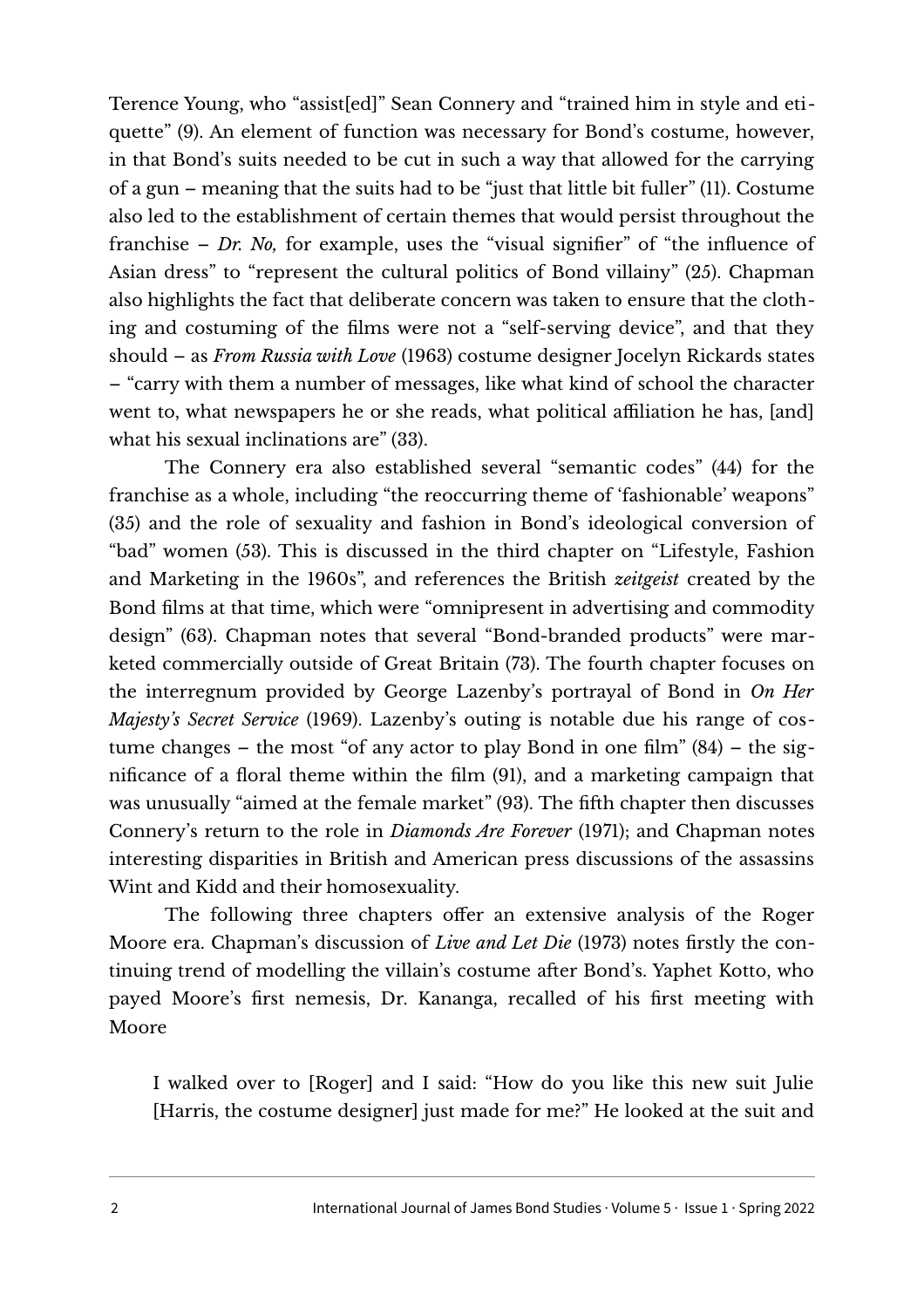Terence Young, who "assist[ed]" Sean Connery and "trained him in style and etiquette" (9). An element of function was necessary for Bond's costume, however, in that Bond's suits needed to be cut in such a way that allowed for the carrying of a gun – meaning that the suits had to be "just that little bit fuller" (11). Costume also led to the establishment of certain themes that would persist throughout the franchise – *Dr. No,* for example, uses the "visual signifier" of "the influence of Asian dress" to "represent the cultural politics of Bond villainy" (25). Chapman also highlights the fact that deliberate concern was taken to ensure that the clothing and costuming of the films were not a "self-serving device", and that they should – as *From Russia with Love* (1963) costume designer Jocelyn Rickards states – "carry with them a number of messages, like what kind of school the character went to, what newspapers he or she reads, what political affiliation he has, [and] what his sexual inclinations are" (33).

The Connery era also established several "semantic codes" (44) for the franchise as a whole, including "the reoccurring theme of 'fashionable' weapons" (35) and the role of sexuality and fashion in Bond's ideological conversion of "bad" women (53). This is discussed in the third chapter on "Lifestyle, Fashion and Marketing in the 1960s", and references the British *zeitgeist* created by the Bond films at that time, which were "omnipresent in advertising and commodity design" (63). Chapman notes that several "Bond-branded products" were marketed commercially outside of Great Britain (73). The fourth chapter focuses on the interregnum provided by George Lazenby's portrayal of Bond in *On Her Majesty's Secret Service* (1969). Lazenby's outing is notable due his range of costume changes – the most "of any actor to play Bond in one film" (84) – the significance of a floral theme within the film (91), and a marketing campaign that was unusually "aimed at the female market" (93). The fifth chapter then discusses Connery's return to the role in *Diamonds Are Forever* (1971); and Chapman notes interesting disparities in British and American press discussions of the assassins Wint and Kidd and their homosexuality.

The following three chapters offer an extensive analysis of the Roger Moore era. Chapman's discussion of *Live and Let Die* (1973) notes firstly the continuing trend of modelling the villain's costume after Bond's. Yaphet Kotto, who payed Moore's first nemesis, Dr. Kananga, recalled of his first meeting with Moore

> I walked over to [Roger] and I said: "How do you like this new suit Julie [Harris, the costume designer] just made for me?" He looked at the suit and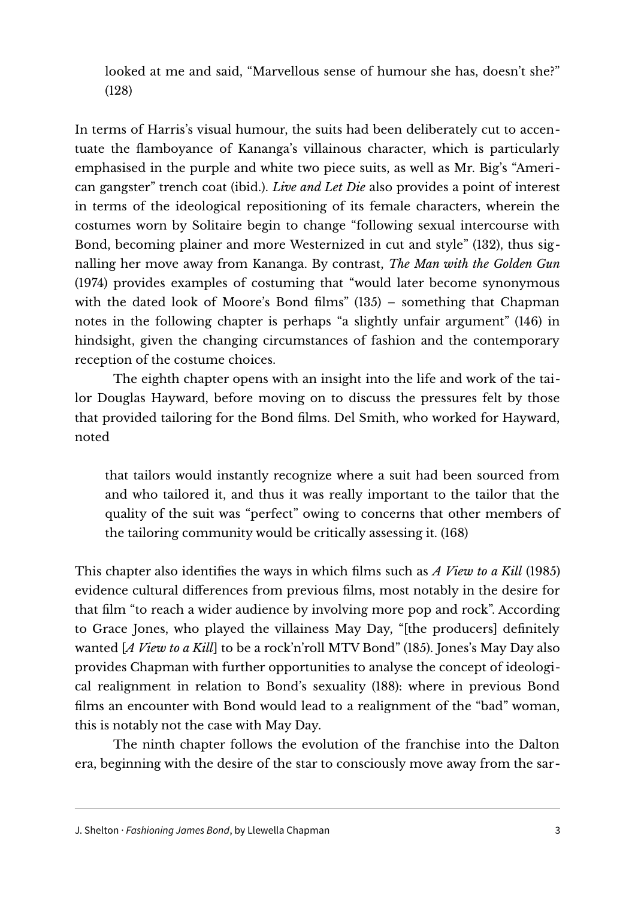> looked at me and said, "Marvellous sense of humour she has, doesn't she?" (128)

In terms of Harris's visual humour, the suits had been deliberately cut to accentuate the flamboyance of Kananga's villainous character, which is particularly emphasised in the purple and white two piece suits, as well as Mr. Big's "American gangster" trench coat (ibid.). *Live and Let Die* also provides a point of interest in terms of the ideological repositioning of its female characters, wherein the costumes worn by Solitaire begin to change "following sexual intercourse with Bond, becoming plainer and more Westernized in cut and style" (132), thus signalling her move away from Kananga. By contrast, *The Man with the Golden Gun* (1974) provides examples of costuming that "would later become synonymous with the dated look of Moore's Bond films" (135) – something that Chapman notes in the following chapter is perhaps "a slightly unfair argument" (146) in hindsight, given the changing circumstances of fashion and the contemporary reception of the costume choices.

The eighth chapter opens with an insight into the life and work of the tailor Douglas Hayward, before moving on to discuss the pressures felt by those that provided tailoring for the Bond films. Del Smith, who worked for Hayward, noted

> that tailors would instantly recognize where a suit had been sourced from and who tailored it, and thus it was really important to the tailor that the quality of the suit was "perfect" owing to concerns that other members of the tailoring community would be critically assessing it. (168)

This chapter also identifies the ways in which films such as *A View to a Kill* (1985) evidence cultural differences from previous films, most notably in the desire for that film "to reach a wider audience by involving more pop and rock". According to Grace Jones, who played the villainess May Day, "[the producers] definitely wanted [*A View to a Kill*] to be a rock'n'roll MTV Bond" (185). Jones's May Day also provides Chapman with further opportunities to analyse the concept of ideological realignment in relation to Bond's sexuality (188): where in previous Bond films an encounter with Bond would lead to a realignment of the "bad" woman, this is notably not the case with May Day.

The ninth chapter follows the evolution of the franchise into the Dalton era, beginning with the desire of the star to consciously move away from the sar-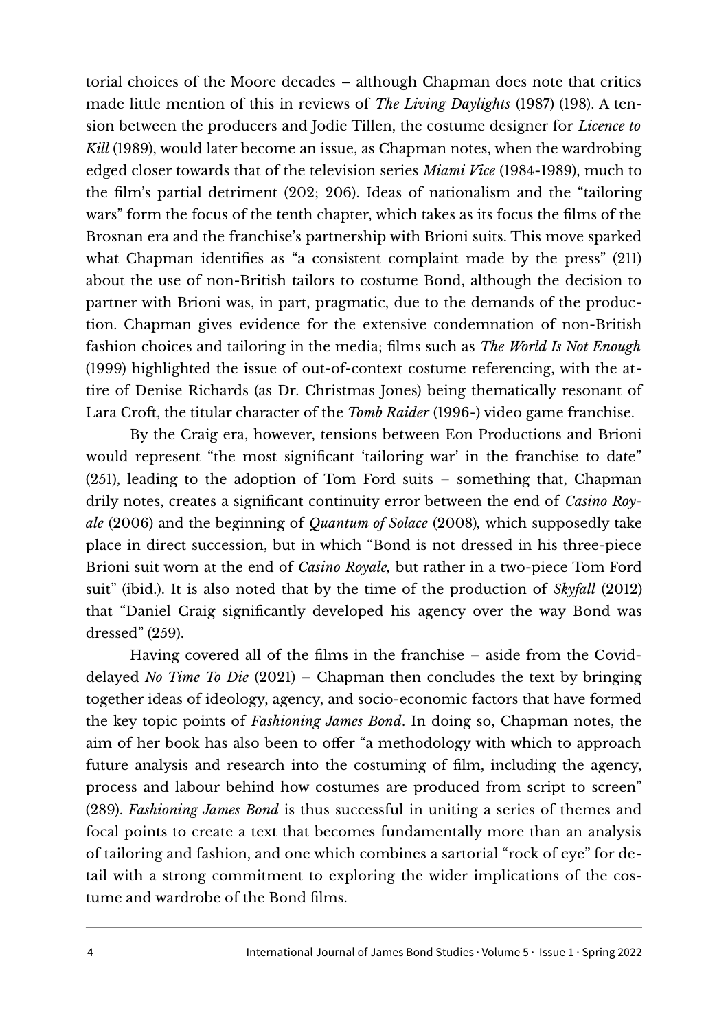torial choices of the Moore decades – although Chapman does note that critics made little mention of this in reviews of *The Living Daylights* (1987) (198). A tension between the producers and Jodie Tillen, the costume designer for *Licence to Kill* (1989), would later become an issue, as Chapman notes, when the wardrobing edged closer towards that of the television series *Miami Vice* (1984-1989), much to the film's partial detriment (202; 206). Ideas of nationalism and the "tailoring wars" form the focus of the tenth chapter, which takes as its focus the films of the Brosnan era and the franchise's partnership with Brioni suits. This move sparked what Chapman identifies as "a consistent complaint made by the press" (211) about the use of non-British tailors to costume Bond, although the decision to partner with Brioni was, in part, pragmatic, due to the demands of the production. Chapman gives evidence for the extensive condemnation of non-British fashion choices and tailoring in the media; films such as *The World Is Not Enough* (1999) highlighted the issue of out-of-context costume referencing, with the attire of Denise Richards (as Dr. Christmas Jones) being thematically resonant of Lara Croft, the titular character of the *Tomb Raider* (1996-) video game franchise.

By the Craig era, however, tensions between Eon Productions and Brioni would represent "the most significant 'tailoring war' in the franchise to date" (251), leading to the adoption of Tom Ford suits – something that, Chapman drily notes, creates a significant continuity error between the end of *Casino Royale* (2006) and the beginning of *Quantum of Solace* (2008), which supposedly take place in direct succession, but in which "Bond is not dressed in his three-piece Brioni suit worn at the end of *Casino Royale,* but rather in a two-piece Tom Ford suit" (ibid.). It is also noted that by the time of the production of *Skyfall* (2012) that "Daniel Craig significantly developed his agency over the way Bond was dressed" (259).

Having covered all of the films in the franchise – aside from the Covid-delayed *No Time To Die* (2021) – Chapman then concludes the text by bringing together ideas of ideology, agency, and socio-economic factors that have formed the key topic points of *Fashioning James Bond*. In doing so, Chapman notes, the aim of her book has also been to offer "a methodology with which to approach future analysis and research into the costuming of film, including the agency, process and labour behind how costumes are produced from script to screen" (289). *Fashioning James Bond* is thus successful in uniting a series of themes and focal points to create a text that becomes fundamentally more than an analysis of tailoring and fashion, and one which combines a sartorial "rock of eye" for detail with a strong commitment to exploring the wider implications of the costume and wardrobe of the Bond films.